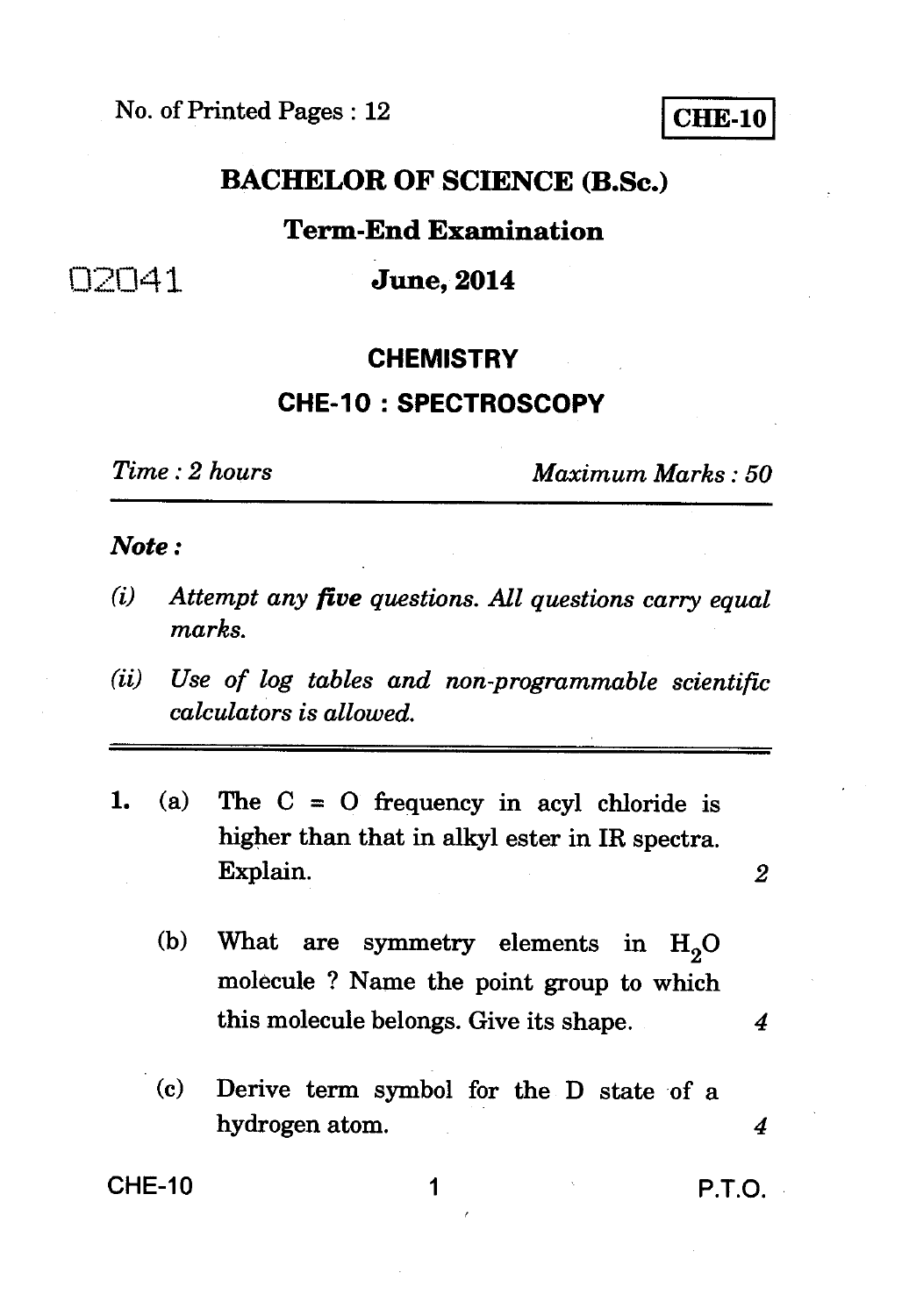No. of Printed Pages : 12

**CHE-10**

# BACHELOR OF SCIENCE (B.Sc.)

## Term-End Examination

02041

## June, 2014

## CHEMISTRY

## CHE-10 : SPECTROSCOPY

*Time : 2 hours* *Maximum Marks : 50*

***Note :***

*(i) Attempt any **five** questions. All questions carry equal marks.*

*(ii) Use of log tables and non-programmable scientific calculators is allowed.*

---

1. (a) The C = O frequency in acyl chloride is higher than that in alkyl ester in IR spectra. Explain. 2

   (b) What are symmetry elements in $H_2O$ molecule ? Name the point group to which this molecule belongs. Give its shape. 4

   (c) Derive term symbol for the D state of a hydrogen atom. 4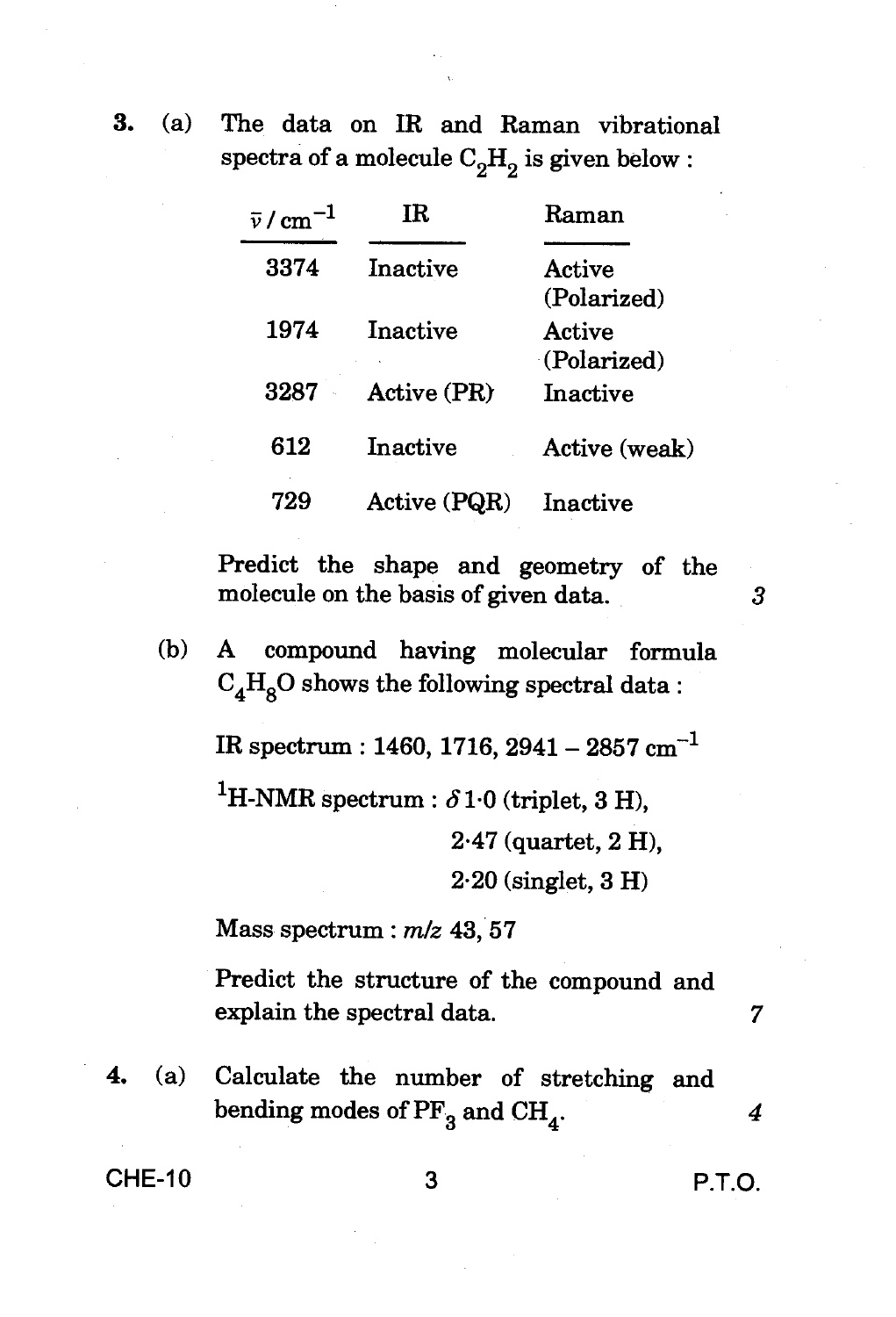3. (a) The data on IR and Raman vibrational spectra of a molecule $C_2H_2$ is given below :

| $\bar{\nu}$ / $cm^{-1}$ | IR | Raman |
|---|---|---|
| 3374 | Inactive | Active (Polarized) |
| 1974 | Inactive | Active (Polarized) |
| 3287 | Active (PR) | Inactive |
| 612 | Inactive | Active (weak) |
| 729 | Active (PQR) | Inactive |

Predict the shape and geometry of the molecule on the basis of given data. 3

(b) A compound having molecular formula $C_4H_8O$ shows the following spectral data :

IR spectrum : 1460, 1716, 2941 – 2857 $cm^{-1}$

$^1$H-NMR spectrum : $\delta$ 1·0 (triplet, 3 H),
2·47 (quartet, 2 H),
2·20 (singlet, 3 H)

Mass spectrum : *m/z* 43, 57

Predict the structure of the compound and explain the spectral data. 7

4. (a) Calculate the number of stretching and bending modes of $PF_3$ and $CH_4$. 4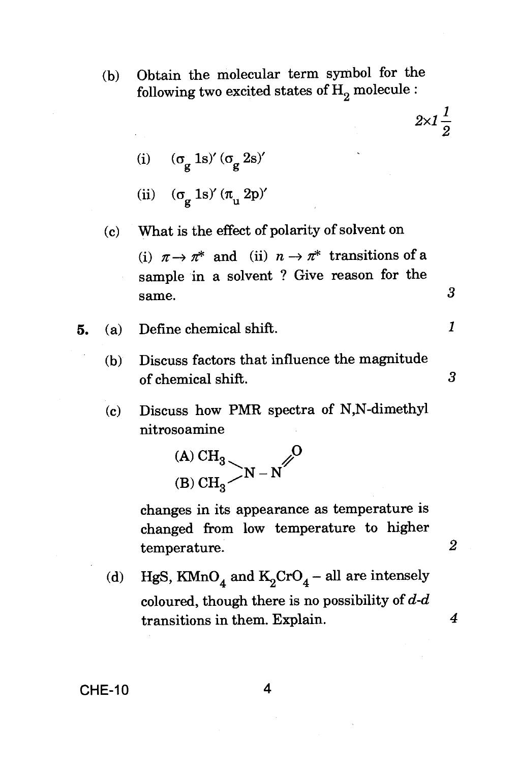(b) Obtain the molecular term symbol for the following two excited states of $H_2$ molecule : $2 \times 1\frac{1}{2}$

(i) $(\sigma_g 1s)^{\prime} (\sigma_g 2s)^{\prime}$

(ii) $(\sigma_g 1s)^{\prime} (\pi_u 2p)^{\prime}$

(c) What is the effect of polarity of solvent on

(i) $\pi \rightarrow \pi^*$ and (ii) $n \rightarrow \pi^*$ transitions of a sample in a solvent ? Give reason for the same. 3

**5.** (a) Define chemical shift. 1

(b) Discuss factors that influence the magnitude of chemical shift. 3

(c) Discuss how PMR spectra of N,N-dimethyl nitrosoamine

(A) $CH_3$
$\quad\quad\quad >N - N=O$
(B) $CH_3$

changes in its appearance as temperature is changed from low temperature to higher temperature. 2

(d) HgS, $KMnO_4$ and $K_2CrO_4$ – all are intensely coloured, though there is no possibility of *d-d* transitions in them. Explain. 4

CHE-10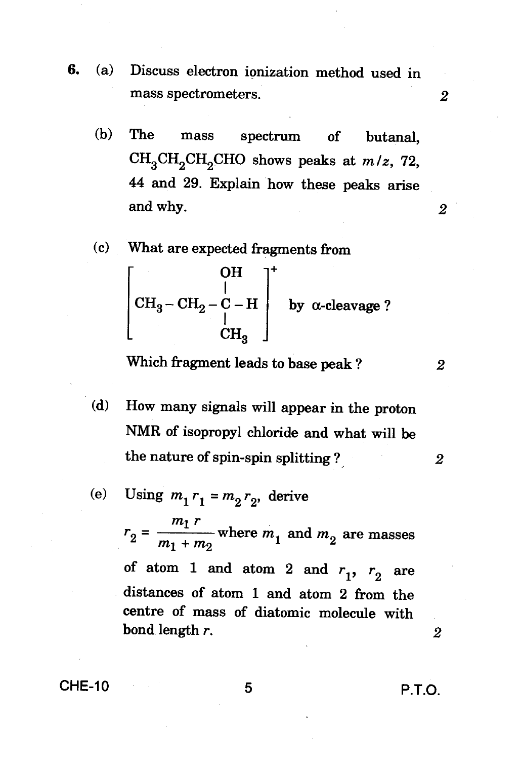6. (a) Discuss electron ionization method used in mass spectrometers. 2

(b) The mass spectrum of butanal, $CH_3CH_2CH_2CHO$ shows peaks at $m/z$, 72, 44 and 29. Explain how these peaks arise and why. 2

(c) What are expected fragments from

$$\left[ CH_3 - CH_2 - \underset{\displaystyle CH_3}{\overset{\displaystyle OH}{\underset{|}{\overset{|}{C}}}} - H \right]^{+}$$

by α-cleavage?

Which fragment leads to base peak? 2

(d) How many signals will appear in the proton NMR of isopropyl chloride and what will be the nature of spin-spin splitting? 2

(e) Using $m_1 r_1 = m_2 r_2$, derive

$$r_2 = \frac{m_1 r}{m_1 + m_2}$$

where $m_1$ and $m_2$ are masses of atom 1 and atom 2 and $r_1$, $r_2$ are distances of atom 1 and atom 2 from the centre of mass of diatomic molecule with bond length $r$. 2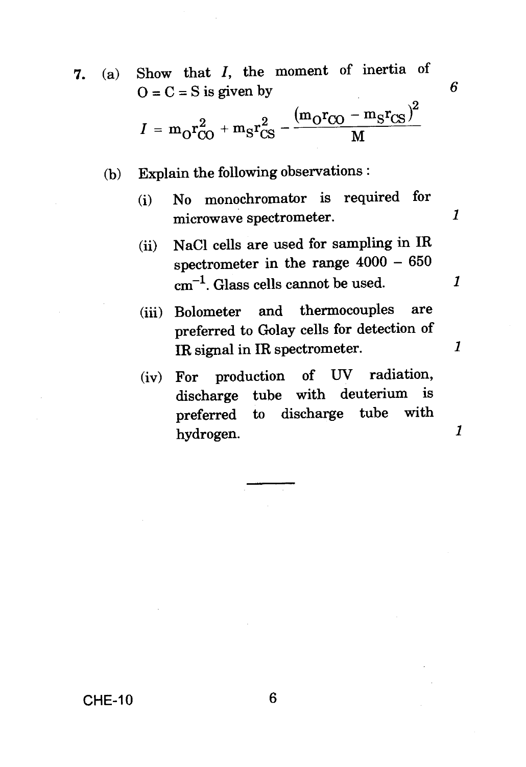7. (a) Show that $I$, the moment of inertia of O = C = S is given by 6

$$I = m_O r_{CO}^2 + m_S r_{CS}^2 - \frac{(m_O r_{CO} - m_S r_{CS})^2}{M}$$

(b) Explain the following observations :

(i) No monochromator is required for microwave spectrometer. 1

(ii) NaCl cells are used for sampling in IR spectrometer in the range 4000 – 650 $cm^{-1}$. Glass cells cannot be used. 1

(iii) Bolometer and thermocouples are preferred to Golay cells for detection of IR signal in IR spectrometer. 1

(iv) For production of UV radiation, discharge tube with deuterium is preferred to discharge tube with hydrogen. 1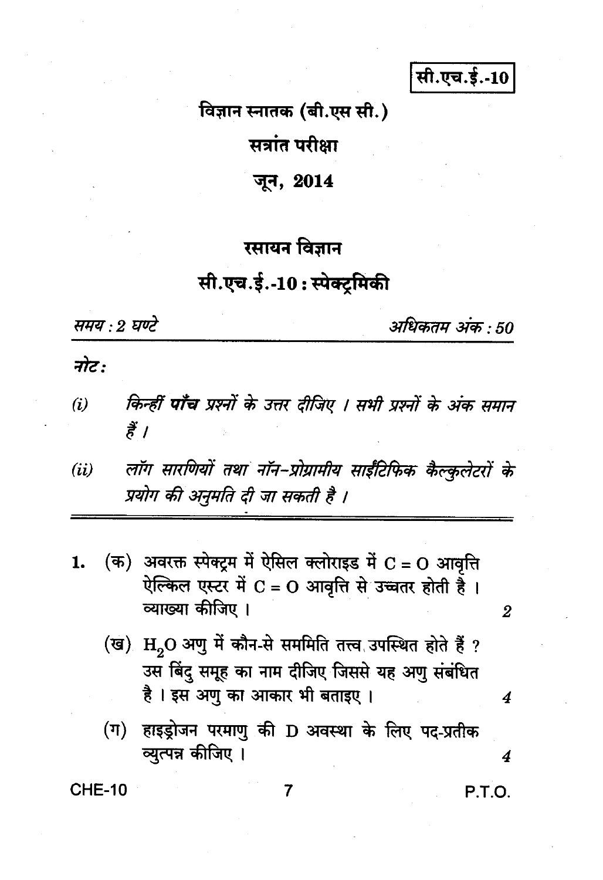सी.एच.ई.-10

# विज्ञान स्नातक (बी.एस सी.)

## सत्रांत परीक्षा

## जून, 2014

## रसायन विज्ञान

## सी.एच.ई.-10 : स्पेक्ट्रमिकी

*समय : 2 घण्टे* *अधिकतम अंक : 50*

*नोट :*

*(i) किन्हीं **पाँच** प्रश्नों के उत्तर दीजिए । सभी प्रश्नों के अंक समान हैं ।*

*(ii) लॉग सारणियों तथा नॉन-प्रोग्रामीय साइंटिफिक कैल्कुलेटरों के प्रयोग की अनुमति दी जा सकती है ।*

---

1. (क) अवरक्त स्पेक्ट्रम में ऐसिल क्लोराइड में C = O आवृत्ति ऐल्किल एस्टर में C = O आवृत्ति से उच्चतर होती है । व्याख्या कीजिए । 2

   (ख) $H_2O$ अणु में कौन-से सममिति तत्त्व उपस्थित होते हैं ? उस बिंदु समूह का नाम दीजिए जिससे यह अणु संबंधित है । इस अणु का आकार भी बताइए । 4

   (ग) हाइड्रोजन परमाणु की D अवस्था के लिए पद-प्रतीक व्युत्पन्न कीजिए । 4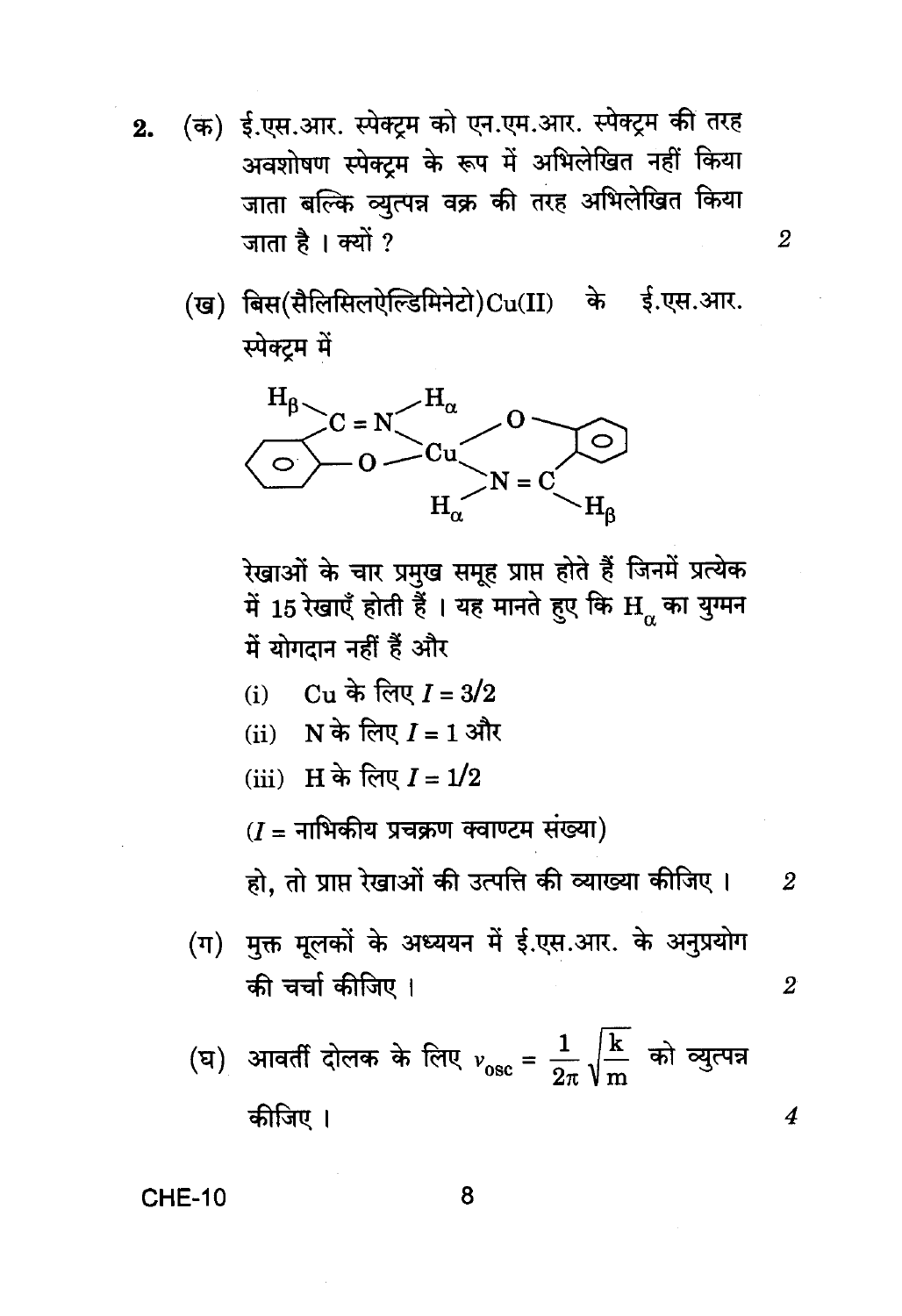2. (क) ई.एस.आर. स्पेक्ट्रम को एन.एम.आर. स्पेक्ट्रम की तरह अवशोषण स्पेक्ट्रम के रूप में अभिलेखित नहीं किया जाता बल्कि व्युत्पन्न वक्र की तरह अभिलेखित किया जाता है । क्यों ? 2

(ख) बिस(सैलिसिलऐल्डिमिनेटो)Cu(II) के ई.एस.आर. स्पेक्ट्रम में

$H_\beta$ — C = N — $H_\alpha$ ; O — Cu — O ; N = C — $H_\beta$ ; $H_\alpha$

रेखाओं के चार प्रमुख समूह प्राप्त होते हैं जिनमें प्रत्येक में 15 रेखाएँ होती हैं । यह मानते हुए कि $H_\alpha$ का युग्मन में योगदान नहीं हैं और

(i) Cu के लिए $I = 3/2$

(ii) N के लिए $I = 1$ और

(iii) H के लिए $I = 1/2$

($I$ = नाभिकीय प्रचक्रण क्वाण्टम संख्या)

हो, तो प्राप्त रेखाओं की उत्पत्ति की व्याख्या कीजिए । 2

(ग) मुक्त मूलकों के अध्ययन में ई.एस.आर. के अनुप्रयोग की चर्चा कीजिए । 2

(घ) आवर्ती दोलक के लिए $v_{osc} = \frac{1}{2\pi}\sqrt{\frac{k}{m}}$ को व्युत्पन्न कीजिए । 4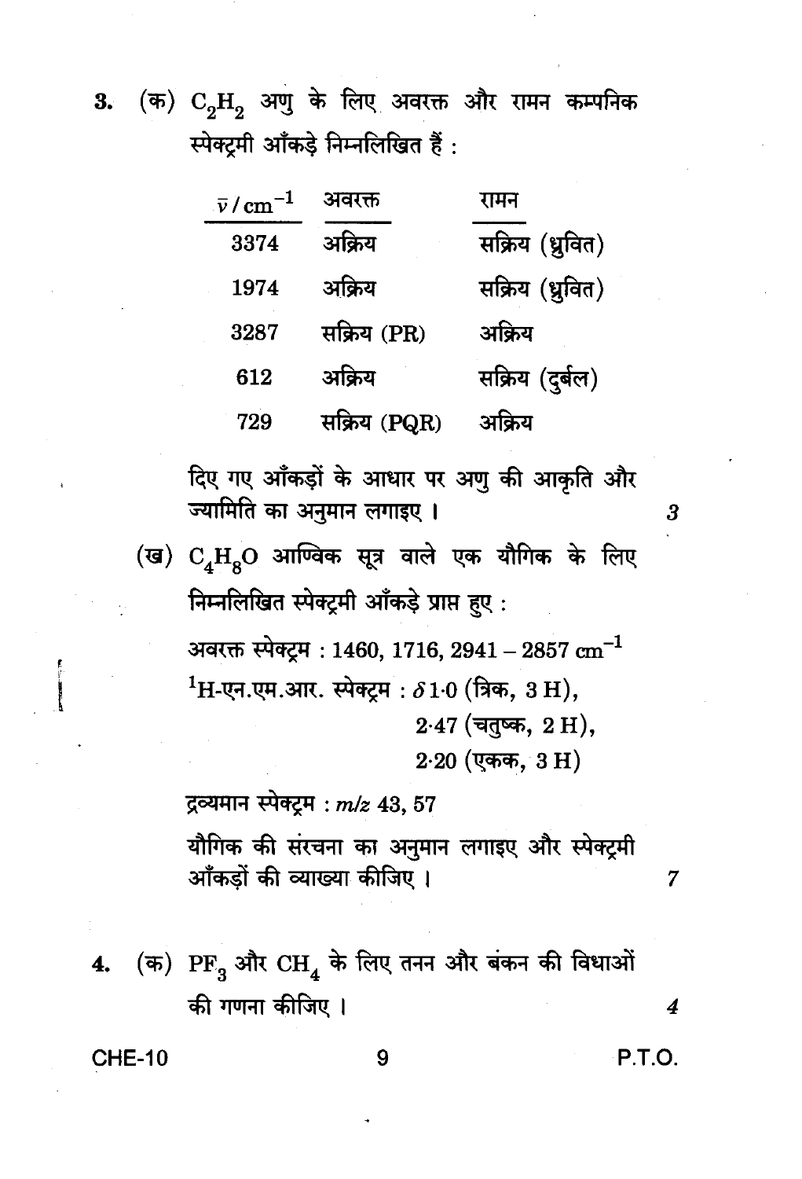3. (क) $C_2H_2$ अणु के लिए अवरक्त और रामन कम्पनिक स्पेक्ट्रमी आँकड़े निम्नलिखित हैं :

| $\bar{\nu} / cm^{-1}$ | अवरक्त | रामन |
|---|---|---|
| 3374 | अक्रिय | सक्रिय (ध्रुवित) |
| 1974 | अक्रिय | सक्रिय (ध्रुवित) |
| 3287 | सक्रिय (PR) | अक्रिय |
| 612 | अक्रिय | सक्रिय (दुर्बल) |
| 729 | सक्रिय (PQR) | अक्रिय |

दिए गए आँकड़ों के आधार पर अणु की आकृति और ज्यामिति का अनुमान लगाइए । 3

(ख) $C_4H_8O$ आण्विक सूत्र वाले एक यौगिक के लिए निम्नलिखित स्पेक्ट्रमी आँकड़े प्राप्त हुए :

अवरक्त स्पेक्ट्रम : 1460, 1716, 2941 – 2857 $cm^{-1}$

$^1$H-एन.एम.आर. स्पेक्ट्रम : $\delta$ 1·0 (त्रिक, 3 H),
2·47 (चतुष्क, 2 H),
2·20 (एकक, 3 H)

द्रव्यमान स्पेक्ट्रम : $m/z$ 43, 57

यौगिक की संरचना का अनुमान लगाइए और स्पेक्ट्रमी आँकड़ों की व्याख्या कीजिए । 7

4. (क) $PF_3$ और $CH_4$ के लिए तनन और बंकन की विधाओं की गणना कीजिए । 4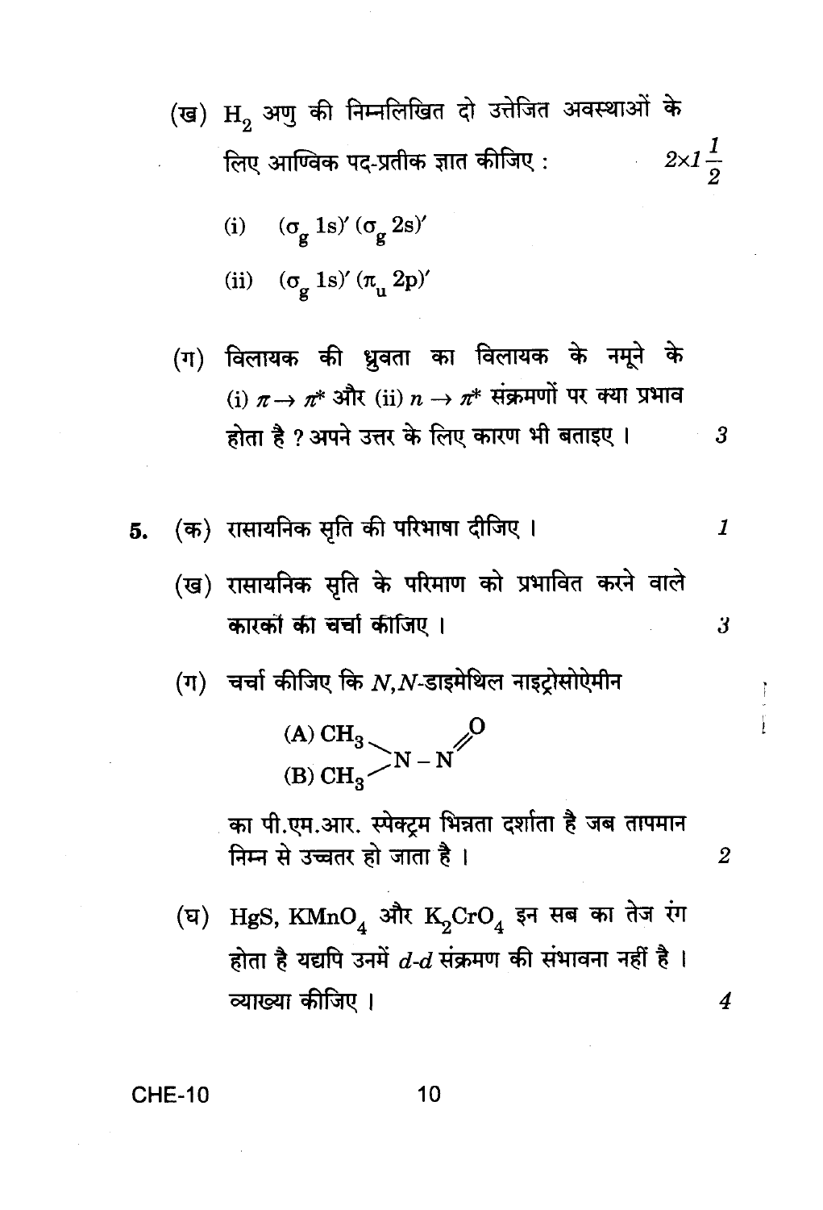(ख) $H_2$ अणु की निम्नलिखित दो उत्तेजित अवस्थाओं के लिए आण्विक पद-प्रतीक ज्ञात कीजिए : $2\times 1\frac{1}{2}$

(i) $(\sigma_g 1s)' (\sigma_g 2s)'$

(ii) $(\sigma_g 1s)' (\pi_u 2p)'$

(ग) विलायक की ध्रुवता का विलायक के नमूने के (i) $\pi \rightarrow \pi^*$ और (ii) $n \rightarrow \pi^*$ संक्रमणों पर क्या प्रभाव होता है ? अपने उत्तर के लिए कारण भी बताइए । 3

5. (क) रासायनिक सृति की परिभाषा दीजिए । 1

(ख) रासायनिक सृति के परिमाण को प्रभावित करने वाले कारकों की चर्चा कीजिए । 3

(ग) चर्चा कीजिए कि *N,N*-डाइमेथिल नाइट्रोसोऐमीन

$$\begin{matrix} (A)\ CH_3 \\ (B)\ CH_3 \end{matrix} \!\!> N - N{=}O$$

का पी.एम.आर. स्पेक्ट्रम भिन्नता दर्शाता है जब तापमान निम्न से उच्चतर हो जाता है । 2

(घ) HgS, $KMnO_4$ और $K_2CrO_4$ इन सब का तेज रंग होता है यद्यपि उनमें *d-d* संक्रमण की संभावना नहीं है । व्याख्या कीजिए । 4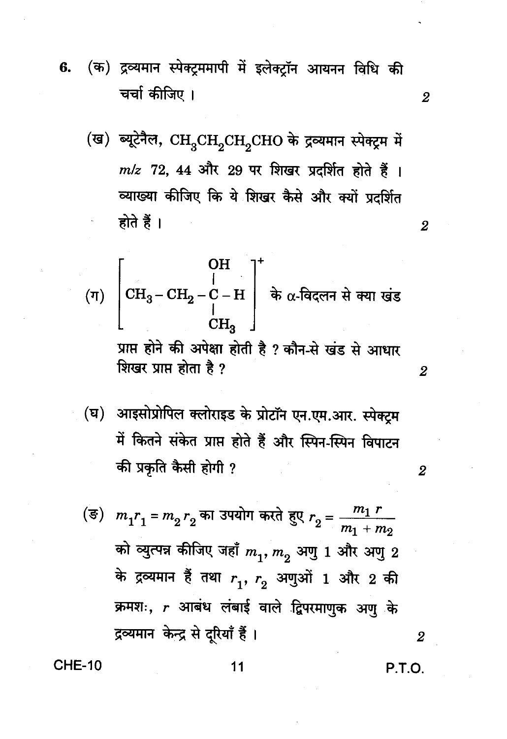6. (क) द्रव्यमान स्पेक्ट्रममापी में इलेक्ट्रॉन आयनन विधि की चर्चा कीजिए । 2

(ख) ब्यूटेनैल, $CH_3CH_2CH_2CHO$ के द्रव्यमान स्पेक्ट्रम में $m/z$ 72, 44 और 29 पर शिखर प्रदर्शित होते हैं । व्याख्या कीजिए कि ये शिखर कैसे और क्यों प्रदर्शित होते हैं । 2

(ग) $$\left[ CH_3 - CH_2 - \underset{\displaystyle CH_3}{\overset{\displaystyle OH}{\underset{|}{\overset{|}{C}}}} - H \right]^+$$ के $\alpha$-विदलन से क्या खंड प्राप्त होने की अपेक्षा होती है ? कौन-से खंड से आधार शिखर प्राप्त होता है ? 2

(घ) आइसोप्रोपिल क्लोराइड के प्रोटॉन एन.एम.आर. स्पेक्ट्रम में कितने संकेत प्राप्त होते हैं और स्पिन-स्पिन विपाटन की प्रकृति कैसी होगी ? 2

(ङ) $m_1 r_1 = m_2 r_2$ का उपयोग करते हुए $r_2 = \dfrac{m_1 \, r}{m_1 + m_2}$ को व्युत्पन्न कीजिए जहाँ $m_1$, $m_2$ अणु 1 और अणु 2 के द्रव्यमान हैं तथा $r_1$, $r_2$ अणुओं 1 और 2 की क्रमशः, $r$ आबंध लंबाई वाले द्विपरमाणुक अणु के द्रव्यमान केन्द्र से दूरियाँ हैं । 2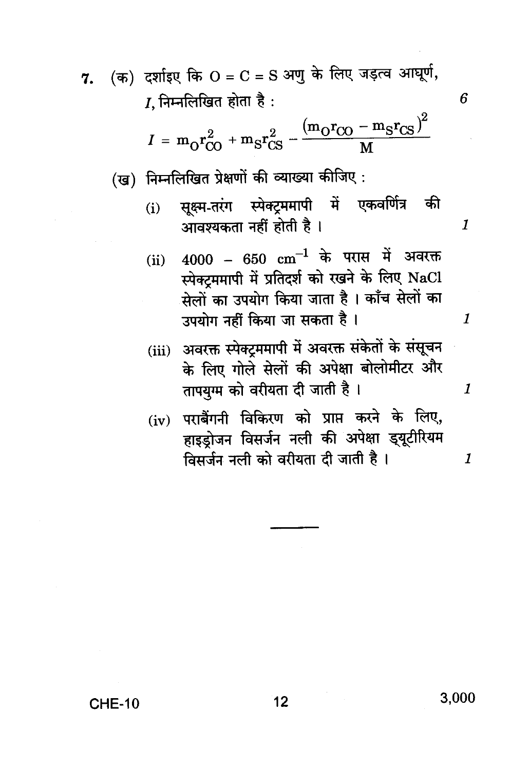7. (क) दर्शाइए कि O = C = S अणु के लिए जड़त्व आघूर्ण, $I$, निम्नलिखित होता है : 6

$$I = m_O r_{CO}^2 + m_S r_{CS}^2 - \frac{(m_O r_{CO} - m_S r_{CS})^2}{M}$$

(ख) निम्नलिखित प्रेक्षणों की व्याख्या कीजिए :

(i) सूक्ष्म-तरंग स्पेक्ट्रममापी में एकवर्णित्र की आवश्यकता नहीं होती है । 1

(ii) 4000 – 650 $cm^{-1}$ के परास में अवरक्त स्पेक्ट्रममापी में प्रतिदर्श को रखने के लिए NaCl सेलों का उपयोग किया जाता है । काँच सेलों का उपयोग नहीं किया जा सकता है । 1

(iii) अवरक्त स्पेक्ट्रममापी में अवरक्त संकेतों के संसूचन के लिए गोले सेलों की अपेक्षा बोलोमीटर और तापयुग्म को वरीयता दी जाती है । 1

(iv) पराबैंगनी विकिरण को प्राप्त करने के लिए, हाइड्रोजन विसर्जन नली की अपेक्षा ड्यूटीरियम विसर्जन नली को वरीयता दी जाती है । 1

CHE-10 3,000